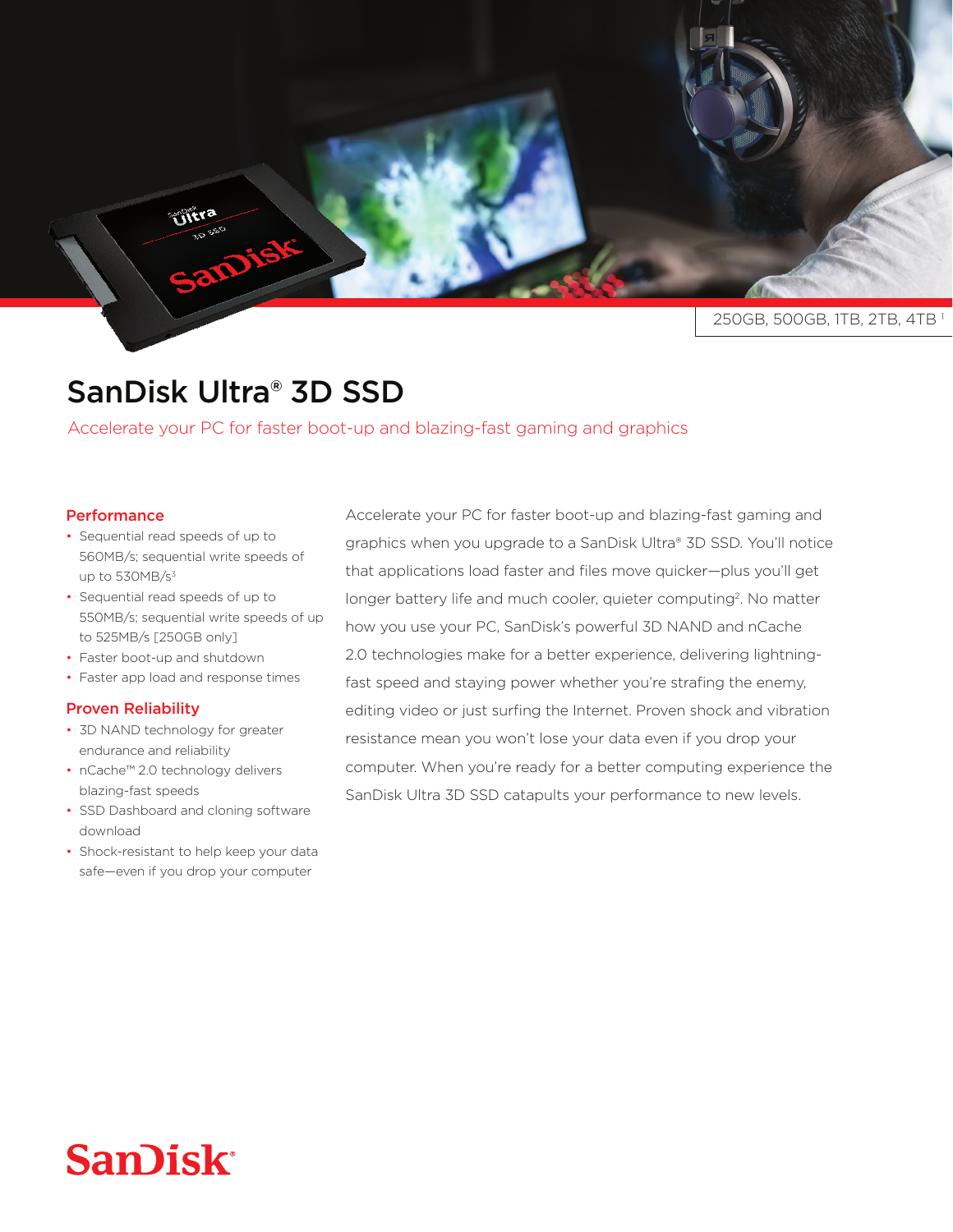250GB, 500GB, 1TB, 2TB, 4TB [1]

# SanDisk Ultra® 3D SSD

Accelerate your PC for faster boot-up and blazing-fast gaming and graphics

### Performance

- Sequential read speeds of up to 560MB/s; sequential write speeds of up to 530MB/s[3]
- Sequential read speeds of up to 550MB/s; sequential write speeds of up to 525MB/s [250GB only]
- Faster boot-up and shutdown
- Faster app load and response times

### Proven Reliability

- 3D NAND technology for greater endurance and reliability
- nCache™ 2.0 technology delivers blazing-fast speeds
- SSD Dashboard and cloning software download
- Shock-resistant to help keep your data safe—even if you drop your computer

Accelerate your PC for faster boot-up and blazing-fast gaming and graphics when you upgrade to a SanDisk Ultra® 3D SSD. You'll notice that applications load faster and files move quicker—plus you'll get longer battery life and much cooler, quieter computing[2]. No matter how you use your PC, SanDisk's powerful 3D NAND and nCache 2.0 technologies make for a better experience, delivering lightning-fast speed and staying power whether you're strafing the enemy, editing video or just surfing the Internet. Proven shock and vibration resistance mean you won't lose your data even if you drop your computer. When you're ready for a better computing experience the SanDisk Ultra 3D SSD catapults your performance to new levels.

SanDisk®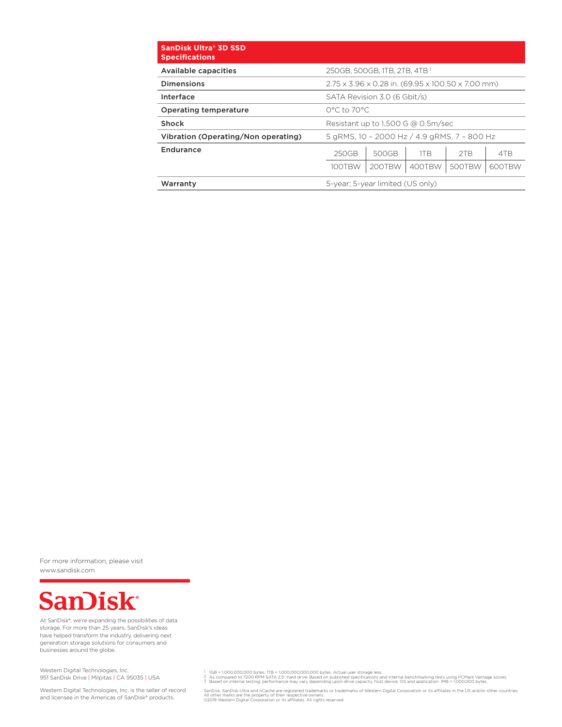| SanDisk Ultra® 3D SSD Specifications | | | | | |
|---|---|---|---|---|---|
| Available capacities | 250GB, 500GB, 1TB, 2TB, 4TB[1] | | | | |
| Dimensions | 2.75 x 3.96 x 0.28 in. (69.95 x 100.50 x 7.00 mm) | | | | |
| Interface | SATA Revision 3.0 (6 Gbit/s) | | | | |
| Operating temperature | 0°C to 70°C | | | | |
| Shock | Resistant up to 1,500 G @ 0.5m/sec | | | | |
| Vibration (Operating/Non operating) | 5 gRMS, 10 – 2000 Hz / 4.9 gRMS, 7 – 800 Hz | | | | |
| Endurance | 250GB | 500GB | 1TB | 2TB | 4TB |
| | 100TBW | 200TBW | 400TBW | 500TBW | 600TBW |
| Warranty | 5-year; 5-year limited (US only) | | | | |

For more information, please visit
www.sandisk.com

**SanDisk®**

At SanDisk®, we're expanding the possibilities of data storage. For more than 25 years, SanDisk's ideas have helped transform the industry, delivering next generation storage solutions for consumers and businesses around the globe.

Western Digital Technologies, Inc.
951 SanDisk Drive | Milpitas | CA 95035 | USA

Western Digital Technologies, Inc. is the seller of record and licensee in the Americas of SanDisk® products.

1 1GB = 1,000,000,000 bytes. 1TB = 1,000,000,000,000 bytes. Actual user storage less.
2 As compared to 7200 RPM SATA 2.5" hard drive. Based on published specifications and internal benchmarking tests using PCMark Vantage scores.
3 Based on internal testing; performance may vary depending upon drive capacity, host device, OS and application. 1MB = 1,000,000 bytes.

SanDisk, SanDisk Ultra and nCache are registered trademarks or trademarks of Western Digital Corporation or its affiliates in the US and/or other countries.
All other marks are the property of their respective owners.
©2019 Western Digital Corporation or its affiliates. All rights reserved.